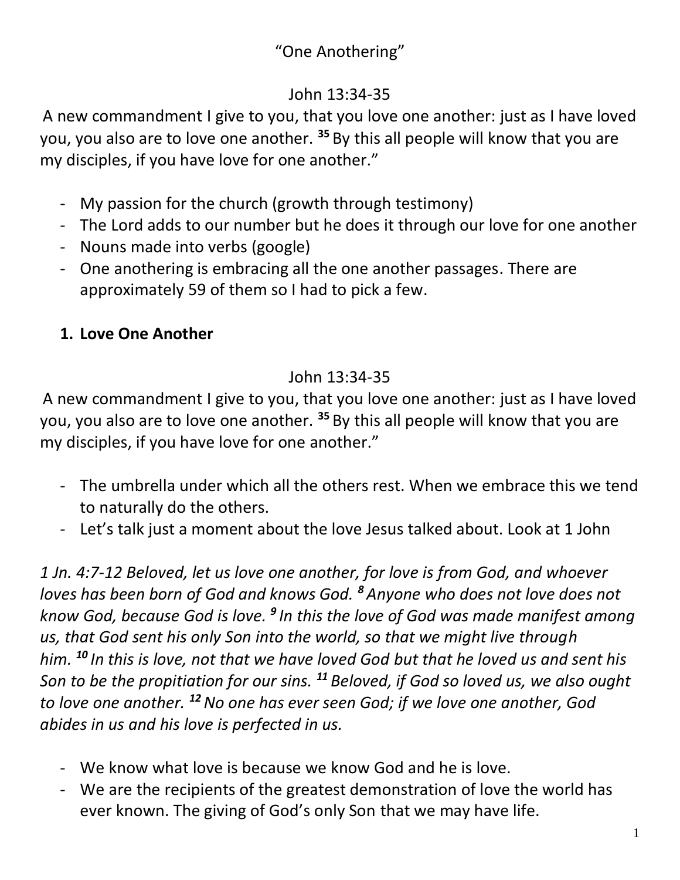“One Anothering”

John 13:34-35

A new commandment I give to you, that you love one another: just as I have loved you, you also are to love one another. [35] By this all people will know that you are my disciples, if you have love for one another.”

- My passion for the church (growth through testimony)
- The Lord adds to our number but he does it through our love for one another
- Nouns made into verbs (google)
- One anothering is embracing all the one another passages. There are approximately 59 of them so I had to pick a few.

1. **Love One Another**

John 13:34-35

A new commandment I give to you, that you love one another: just as I have loved you, you also are to love one another. [35] By this all people will know that you are my disciples, if you have love for one another.”

- The umbrella under which all the others rest. When we embrace this we tend to naturally do the others.
- Let’s talk just a moment about the love Jesus talked about. Look at 1 John

*1 Jn. 4:7-12 Beloved, let us love one another, for love is from God, and whoever loves has been born of God and knows God. [8] Anyone who does not love does not know God, because God is love. [9] In this the love of God was made manifest among us, that God sent his only Son into the world, so that we might live through him. [10] In this is love, not that we have loved God but that he loved us and sent his Son to be the propitiation for our sins. [11] Beloved, if God so loved us, we also ought to love one another. [12] No one has ever seen God; if we love one another, God abides in us and his love is perfected in us.*

- We know what love is because we know God and he is love.
- We are the recipients of the greatest demonstration of love the world has ever known. The giving of God’s only Son that we may have life.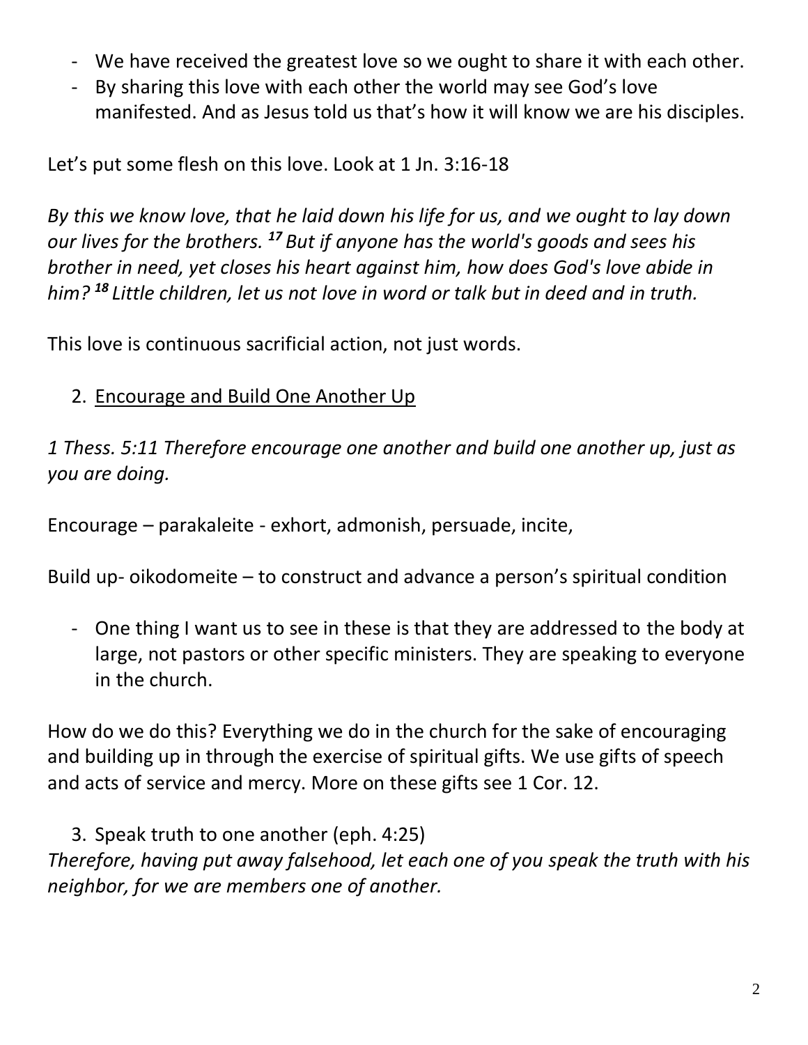- We have received the greatest love so we ought to share it with each other.
- By sharing this love with each other the world may see God's love manifested. And as Jesus told us that's how it will know we are his disciples.

Let's put some flesh on this love. Look at 1 Jn. 3:16-18

*By this we know love, that he laid down his life for us, and we ought to lay down our lives for the brothers. [17] But if anyone has the world's goods and sees his brother in need, yet closes his heart against him, how does God's love abide in him? [18] Little children, let us not love in word or talk but in deed and in truth.*

This love is continuous sacrificial action, not just words.

2. Encourage and Build One Another Up

*1 Thess. 5:11 Therefore encourage one another and build one another up, just as you are doing.*

Encourage – parakaleite - exhort, admonish, persuade, incite,

Build up- oikodomeite – to construct and advance a person's spiritual condition

- One thing I want us to see in these is that they are addressed to the body at large, not pastors or other specific ministers. They are speaking to everyone in the church.

How do we do this? Everything we do in the church for the sake of encouraging and building up in through the exercise of spiritual gifts. We use gifts of speech and acts of service and mercy. More on these gifts see 1 Cor. 12.

3. Speak truth to one another (eph. 4:25)

*Therefore, having put away falsehood, let each one of you speak the truth with his neighbor, for we are members one of another.*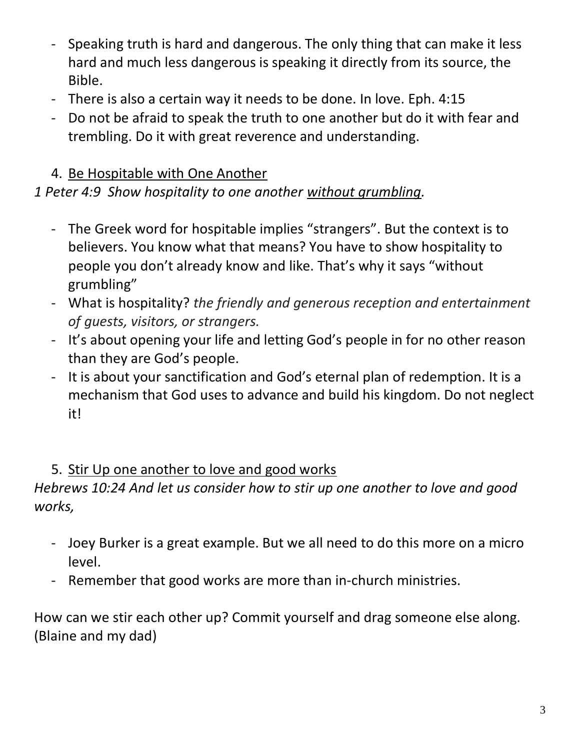- Speaking truth is hard and dangerous. The only thing that can make it less hard and much less dangerous is speaking it directly from its source, the Bible.
- There is also a certain way it needs to be done. In love. Eph. 4:15
- Do not be afraid to speak the truth to one another but do it with fear and trembling. Do it with great reverence and understanding.

4. <u>Be Hospitable with One Another</u>

*1 Peter 4:9 Show hospitality to one another <u>without grumbling</u>.*

- The Greek word for hospitable implies "strangers". But the context is to believers. You know what that means? You have to show hospitality to people you don't already know and like. That's why it says "without grumbling"
- What is hospitality? *the friendly and generous reception and entertainment of guests, visitors, or strangers.*
- It's about opening your life and letting God's people in for no other reason than they are God's people.
- It is about your sanctification and God's eternal plan of redemption. It is a mechanism that God uses to advance and build his kingdom. Do not neglect it!

5. <u>Stir Up one another to love and good works</u>

*Hebrews 10:24 And let us consider how to stir up one another to love and good works,*

- Joey Burker is a great example. But we all need to do this more on a micro level.
- Remember that good works are more than in-church ministries.

How can we stir each other up? Commit yourself and drag someone else along. (Blaine and my dad)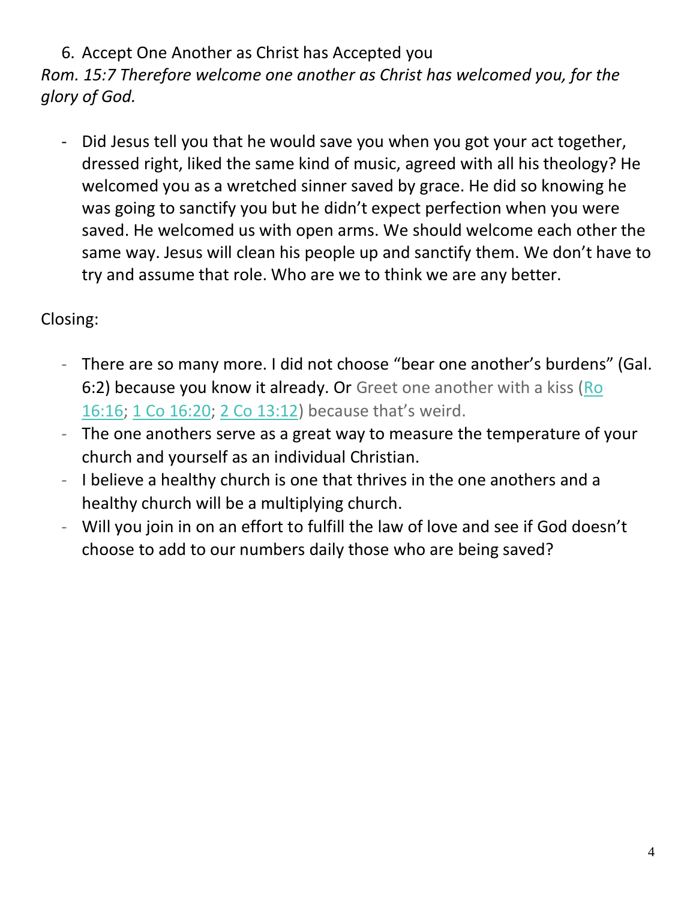6. Accept One Another as Christ has Accepted you

*Rom. 15:7 Therefore welcome one another as Christ has welcomed you, for the glory of God.*

- Did Jesus tell you that he would save you when you got your act together, dressed right, liked the same kind of music, agreed with all his theology? He welcomed you as a wretched sinner saved by grace. He did so knowing he was going to sanctify you but he didn't expect perfection when you were saved. He welcomed us with open arms. We should welcome each other the same way. Jesus will clean his people up and sanctify them. We don't have to try and assume that role. Who are we to think we are any better.

Closing:

- There are so many more. I did not choose "bear one another's burdens" (Gal. 6:2) because you know it already. Or Greet one another with a kiss (Ro 16:16; 1 Co 16:20; 2 Co 13:12) because that's weird.
- The one anothers serve as a great way to measure the temperature of your church and yourself as an individual Christian.
- I believe a healthy church is one that thrives in the one anothers and a healthy church will be a multiplying church.
- Will you join in on an effort to fulfill the law of love and see if God doesn't choose to add to our numbers daily those who are being saved?